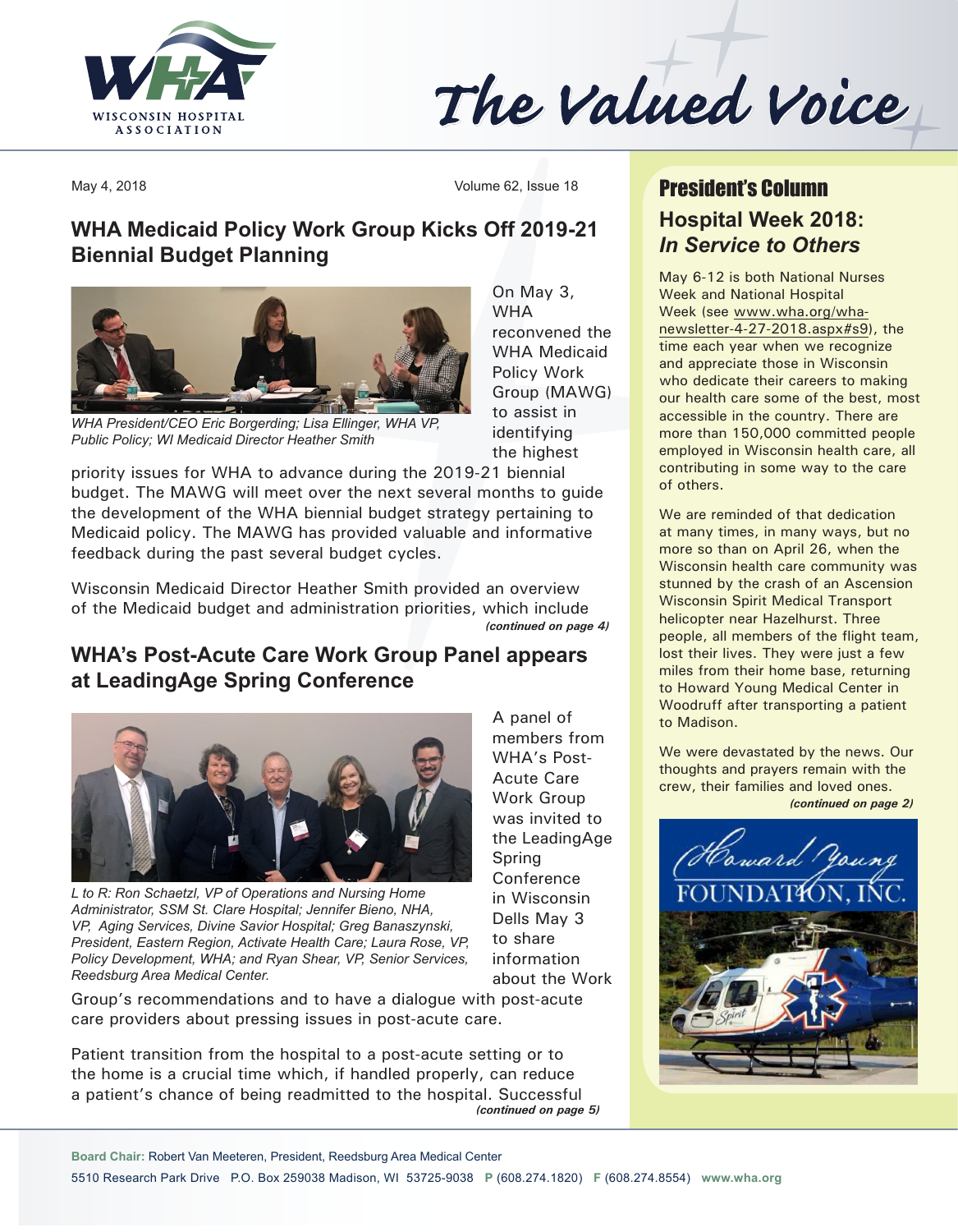# The Valued Voice

May 4, 2018

## WHA Medicaid Policy Work Group Kicks Off 2019-21 Biennial Budget Planning

*WHA President/CEO Eric Borgerding; Lisa Ellinger, WHA VP, Public Policy; WI Medicaid Director Heather Smith*

On May 3, WHA reconvened the WHA Medicaid Policy Work Group (MAWG) to assist in identifying the highest priority issues for WHA to advance during the 2019-21 biennial budget. The MAWG will meet over the next several months to guide the development of the WHA biennial budget strategy pertaining to Medicaid policy. The MAWG has provided valuable and informative feedback during the past several budget cycles.

Wisconsin Medicaid Director Heather Smith provided an overview of the Medicaid budget and administration priorities, which include

***(continued on page 4)***

## WHA's Post-Acute Care Work Group Panel appears at LeadingAge Spring Conference

*L to R: Ron Schaetzl, VP of Operations and Nursing Home Administrator, SSM St. Clare Hospital; Jennifer Bieno, NHA, VP, Aging Services, Divine Savior Hospital; Greg Banaszynski, President, Eastern Region, Activate Health Care; Laura Rose, VP, Policy Development, WHA; and Ryan Shear, VP, Senior Services, Reedsburg Area Medical Center.*

A panel of members from WHA's Post-Acute Care Work Group was invited to the LeadingAge Spring Conference in Wisconsin Dells May 3 to share information about the Work Group's recommendations and to have a dialogue with post-acute care providers about pressing issues in post-acute care.

Patient transition from the hospital to a post-acute setting or to the home is a crucial time which, if handled properly, can reduce a patient's chance of being readmitted to the hospital. Successful

***(continued on page 5)***

## President's Column

### Hospital Week 2018: *In Service to Others*

May 6-12 is both National Nurses Week and National Hospital Week (see www.wha.org/wha-newsletter-4-27-2018.aspx#s9), the time each year when we recognize and appreciate those in Wisconsin who dedicate their careers to making our health care some of the best, most accessible in the country. There are more than 150,000 committed people employed in Wisconsin health care, all contributing in some way to the care of others.

We are reminded of that dedication at many times, in many ways, but no more so than on April 26, when the Wisconsin health care community was stunned by the crash of an Ascension Wisconsin Spirit Medical Transport helicopter near Hazelhurst. Three people, all members of the flight team, lost their lives. They were just a few miles from their home base, returning to Howard Young Medical Center in Woodruff after transporting a patient to Madison.

We were devastated by the news. Our thoughts and prayers remain with the crew, their families and loved ones.

***(continued on page 2)***

**Board Chair:** Robert Van Meeteren, President, Reedsburg Area Medical Center
5510 Research Park Drive P.O. Box 259038 Madison, WI 53725-9038 **P** (608.274.1820) **F** (608.274.8554) **www.wha.org**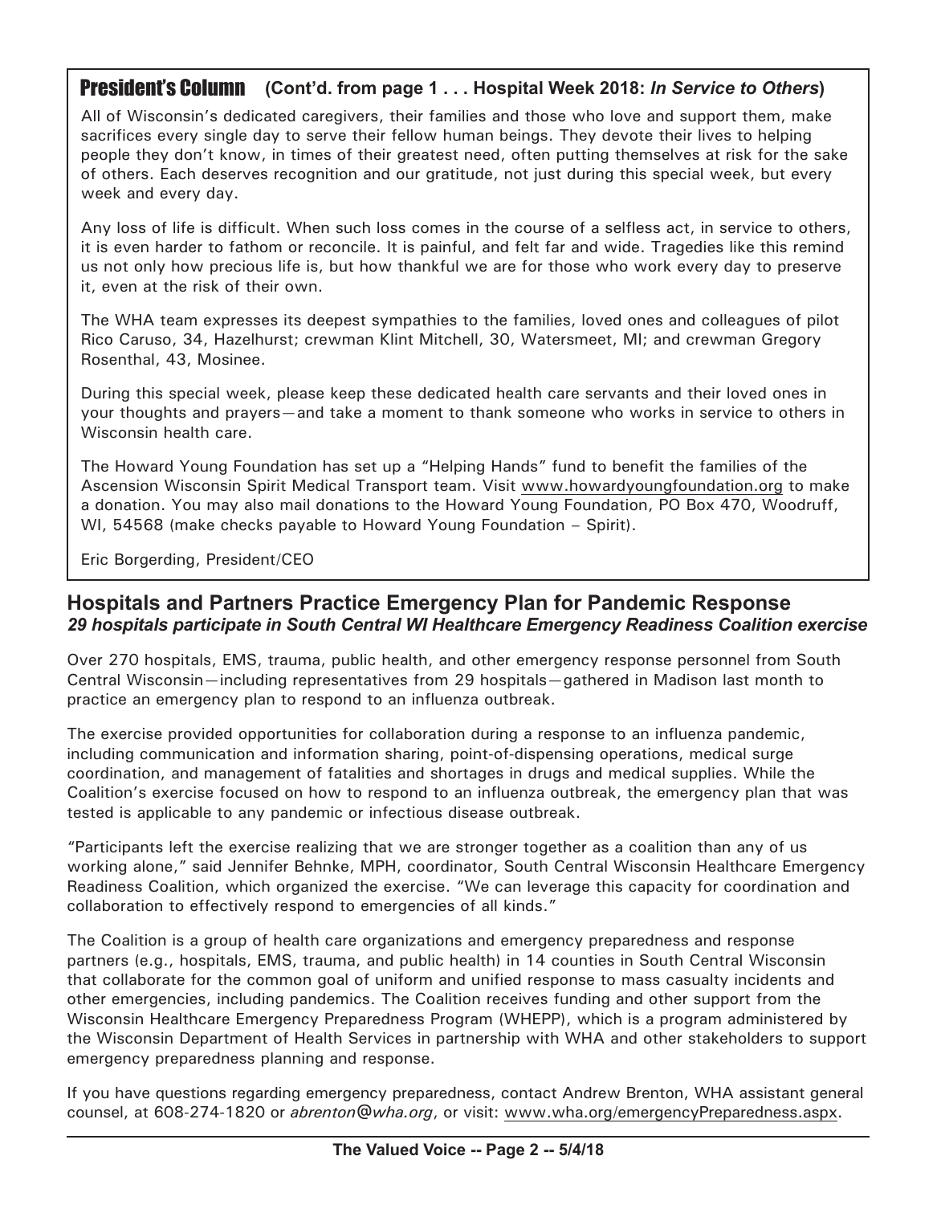## President's Column (Cont'd. from page 1 . . . Hospital Week 2018: *In Service to Others*)

All of Wisconsin's dedicated caregivers, their families and those who love and support them, make sacrifices every single day to serve their fellow human beings. They devote their lives to helping people they don't know, in times of their greatest need, often putting themselves at risk for the sake of others. Each deserves recognition and our gratitude, not just during this special week, but every week and every day.

Any loss of life is difficult. When such loss comes in the course of a selfless act, in service to others, it is even harder to fathom or reconcile. It is painful, and felt far and wide. Tragedies like this remind us not only how precious life is, but how thankful we are for those who work every day to preserve it, even at the risk of their own.

The WHA team expresses its deepest sympathies to the families, loved ones and colleagues of pilot Rico Caruso, 34, Hazelhurst; crewman Klint Mitchell, 30, Watersmeet, MI; and crewman Gregory Rosenthal, 43, Mosinee.

During this special week, please keep these dedicated health care servants and their loved ones in your thoughts and prayers—and take a moment to thank someone who works in service to others in Wisconsin health care.

The Howard Young Foundation has set up a "Helping Hands" fund to benefit the families of the Ascension Wisconsin Spirit Medical Transport team. Visit www.howardyoungfoundation.org to make a donation. You may also mail donations to the Howard Young Foundation, PO Box 470, Woodruff, WI, 54568 (make checks payable to Howard Young Foundation – Spirit).

Eric Borgerding, President/CEO

## Hospitals and Partners Practice Emergency Plan for Pandemic Response

***29 hospitals participate in South Central WI Healthcare Emergency Readiness Coalition exercise***

Over 270 hospitals, EMS, trauma, public health, and other emergency response personnel from South Central Wisconsin—including representatives from 29 hospitals—gathered in Madison last month to practice an emergency plan to respond to an influenza outbreak.

The exercise provided opportunities for collaboration during a response to an influenza pandemic, including communication and information sharing, point-of-dispensing operations, medical surge coordination, and management of fatalities and shortages in drugs and medical supplies. While the Coalition's exercise focused on how to respond to an influenza outbreak, the emergency plan that was tested is applicable to any pandemic or infectious disease outbreak.

"Participants left the exercise realizing that we are stronger together as a coalition than any of us working alone," said Jennifer Behnke, MPH, coordinator, South Central Wisconsin Healthcare Emergency Readiness Coalition, which organized the exercise. "We can leverage this capacity for coordination and collaboration to effectively respond to emergencies of all kinds."

The Coalition is a group of health care organizations and emergency preparedness and response partners (e.g., hospitals, EMS, trauma, and public health) in 14 counties in South Central Wisconsin that collaborate for the common goal of uniform and unified response to mass casualty incidents and other emergencies, including pandemics. The Coalition receives funding and other support from the Wisconsin Healthcare Emergency Preparedness Program (WHEPP), which is a program administered by the Wisconsin Department of Health Services in partnership with WHA and other stakeholders to support emergency preparedness planning and response.

If you have questions regarding emergency preparedness, contact Andrew Brenton, WHA assistant general counsel, at 608-274-1820 or *abrenton@wha.org*, or visit: www.wha.org/emergencyPreparedness.aspx.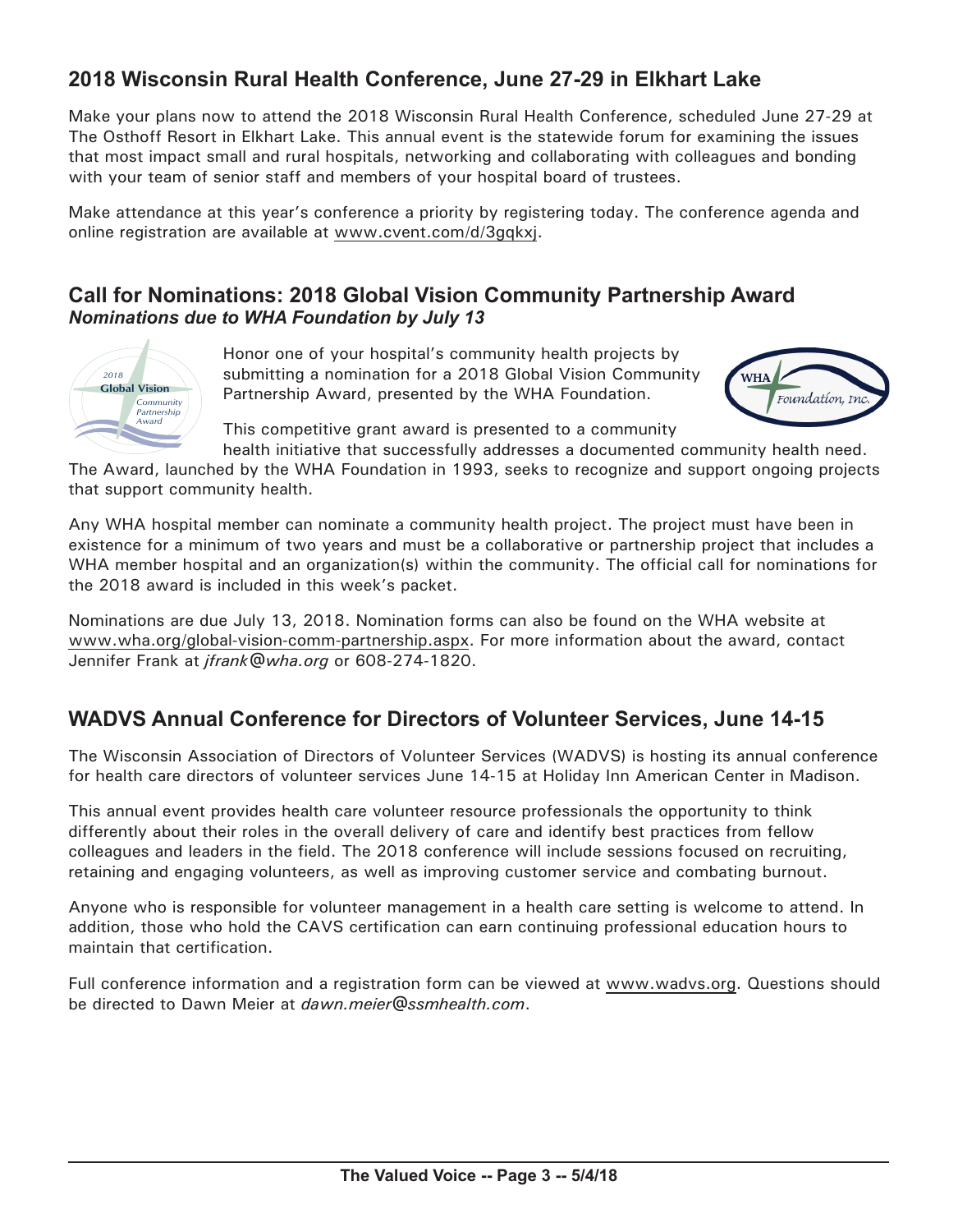## 2018 Wisconsin Rural Health Conference, June 27-29 in Elkhart Lake

Make your plans now to attend the 2018 Wisconsin Rural Health Conference, scheduled June 27-29 at The Osthoff Resort in Elkhart Lake. This annual event is the statewide forum for examining the issues that most impact small and rural hospitals, networking and collaborating with colleagues and bonding with your team of senior staff and members of your hospital board of trustees.

Make attendance at this year's conference a priority by registering today. The conference agenda and online registration are available at www.cvent.com/d/3gqkxj.

## Call for Nominations: 2018 Global Vision Community Partnership Award
### *Nominations due to WHA Foundation by July 13*

Honor one of your hospital's community health projects by submitting a nomination for a 2018 Global Vision Community Partnership Award, presented by the WHA Foundation.

This competitive grant award is presented to a community health initiative that successfully addresses a documented community health need. The Award, launched by the WHA Foundation in 1993, seeks to recognize and support ongoing projects that support community health.

Any WHA hospital member can nominate a community health project. The project must have been in existence for a minimum of two years and must be a collaborative or partnership project that includes a WHA member hospital and an organization(s) within the community. The official call for nominations for the 2018 award is included in this week's packet.

Nominations are due July 13, 2018. Nomination forms can also be found on the WHA website at www.wha.org/global-vision-comm-partnership.aspx. For more information about the award, contact Jennifer Frank at *jfrank@wha.org* or 608-274-1820.

## WADVS Annual Conference for Directors of Volunteer Services, June 14-15

The Wisconsin Association of Directors of Volunteer Services (WADVS) is hosting its annual conference for health care directors of volunteer services June 14-15 at Holiday Inn American Center in Madison.

This annual event provides health care volunteer resource professionals the opportunity to think differently about their roles in the overall delivery of care and identify best practices from fellow colleagues and leaders in the field. The 2018 conference will include sessions focused on recruiting, retaining and engaging volunteers, as well as improving customer service and combating burnout.

Anyone who is responsible for volunteer management in a health care setting is welcome to attend. In addition, those who hold the CAVS certification can earn continuing professional education hours to maintain that certification.

Full conference information and a registration form can be viewed at www.wadvs.org. Questions should be directed to Dawn Meier at *dawn.meier@ssmhealth.com*.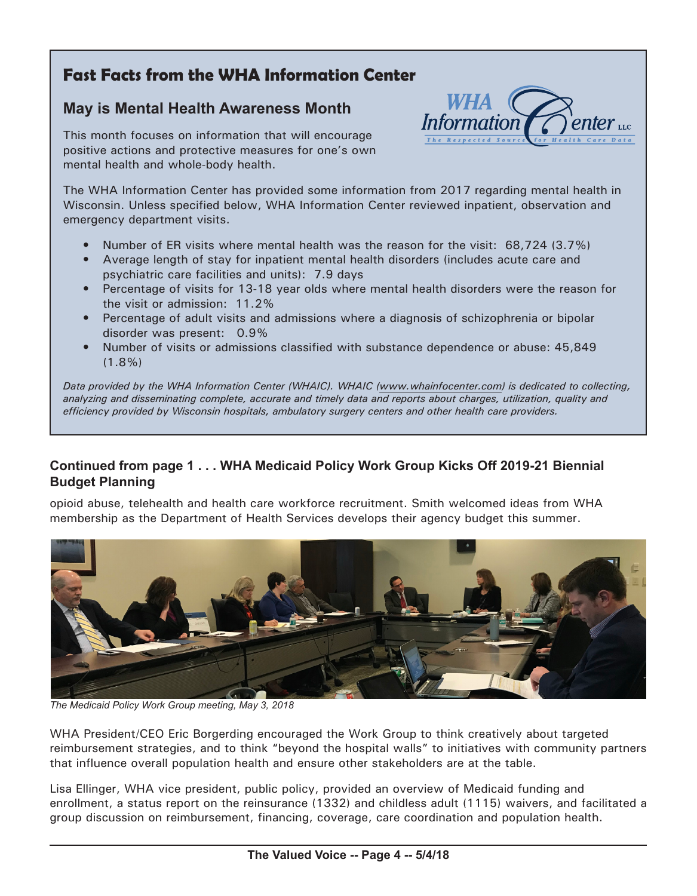## Fast Facts from the WHA Information Center

### May is Mental Health Awareness Month

This month focuses on information that will encourage positive actions and protective measures for one's own mental health and whole-body health.

The WHA Information Center has provided some information from 2017 regarding mental health in Wisconsin. Unless specified below, WHA Information Center reviewed inpatient, observation and emergency department visits.

- Number of ER visits where mental health was the reason for the visit: 68,724 (3.7%)
- Average length of stay for inpatient mental health disorders (includes acute care and psychiatric care facilities and units): 7.9 days
- Percentage of visits for 13-18 year olds where mental health disorders were the reason for the visit or admission: 11.2%
- Percentage of adult visits and admissions where a diagnosis of schizophrenia or bipolar disorder was present: 0.9%
- Number of visits or admissions classified with substance dependence or abuse: 45,849 (1.8%)

*Data provided by the WHA Information Center (WHAIC). WHAIC (www.whainfocenter.com) is dedicated to collecting, analyzing and disseminating complete, accurate and timely data and reports about charges, utilization, quality and efficiency provided by Wisconsin hospitals, ambulatory surgery centers and other health care providers.*

### Continued from page 1 . . . WHA Medicaid Policy Work Group Kicks Off 2019-21 Biennial Budget Planning

opioid abuse, telehealth and health care workforce recruitment. Smith welcomed ideas from WHA membership as the Department of Health Services develops their agency budget this summer.

*The Medicaid Policy Work Group meeting, May 3, 2018*

WHA President/CEO Eric Borgerding encouraged the Work Group to think creatively about targeted reimbursement strategies, and to think "beyond the hospital walls" to initiatives with community partners that influence overall population health and ensure other stakeholders are at the table.

Lisa Ellinger, WHA vice president, public policy, provided an overview of Medicaid funding and enrollment, a status report on the reinsurance (1332) and childless adult (1115) waivers, and facilitated a group discussion on reimbursement, financing, coverage, care coordination and population health.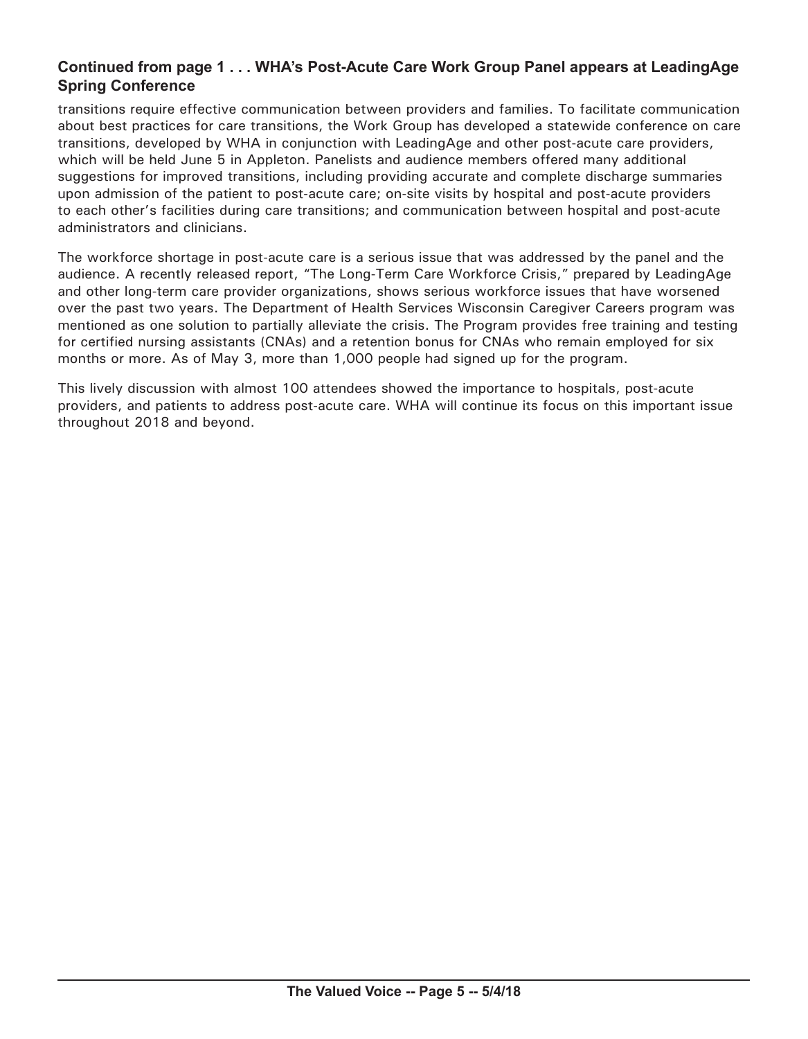**Continued from page 1 . . . WHA's Post-Acute Care Work Group Panel appears at LeadingAge Spring Conference**

transitions require effective communication between providers and families. To facilitate communication about best practices for care transitions, the Work Group has developed a statewide conference on care transitions, developed by WHA in conjunction with LeadingAge and other post-acute care providers, which will be held June 5 in Appleton. Panelists and audience members offered many additional suggestions for improved transitions, including providing accurate and complete discharge summaries upon admission of the patient to post-acute care; on-site visits by hospital and post-acute providers to each other's facilities during care transitions; and communication between hospital and post-acute administrators and clinicians.

The workforce shortage in post-acute care is a serious issue that was addressed by the panel and the audience. A recently released report, "The Long-Term Care Workforce Crisis," prepared by LeadingAge and other long-term care provider organizations, shows serious workforce issues that have worsened over the past two years. The Department of Health Services Wisconsin Caregiver Careers program was mentioned as one solution to partially alleviate the crisis. The Program provides free training and testing for certified nursing assistants (CNAs) and a retention bonus for CNAs who remain employed for six months or more. As of May 3, more than 1,000 people had signed up for the program.

This lively discussion with almost 100 attendees showed the importance to hospitals, post-acute providers, and patients to address post-acute care. WHA will continue its focus on this important issue throughout 2018 and beyond.